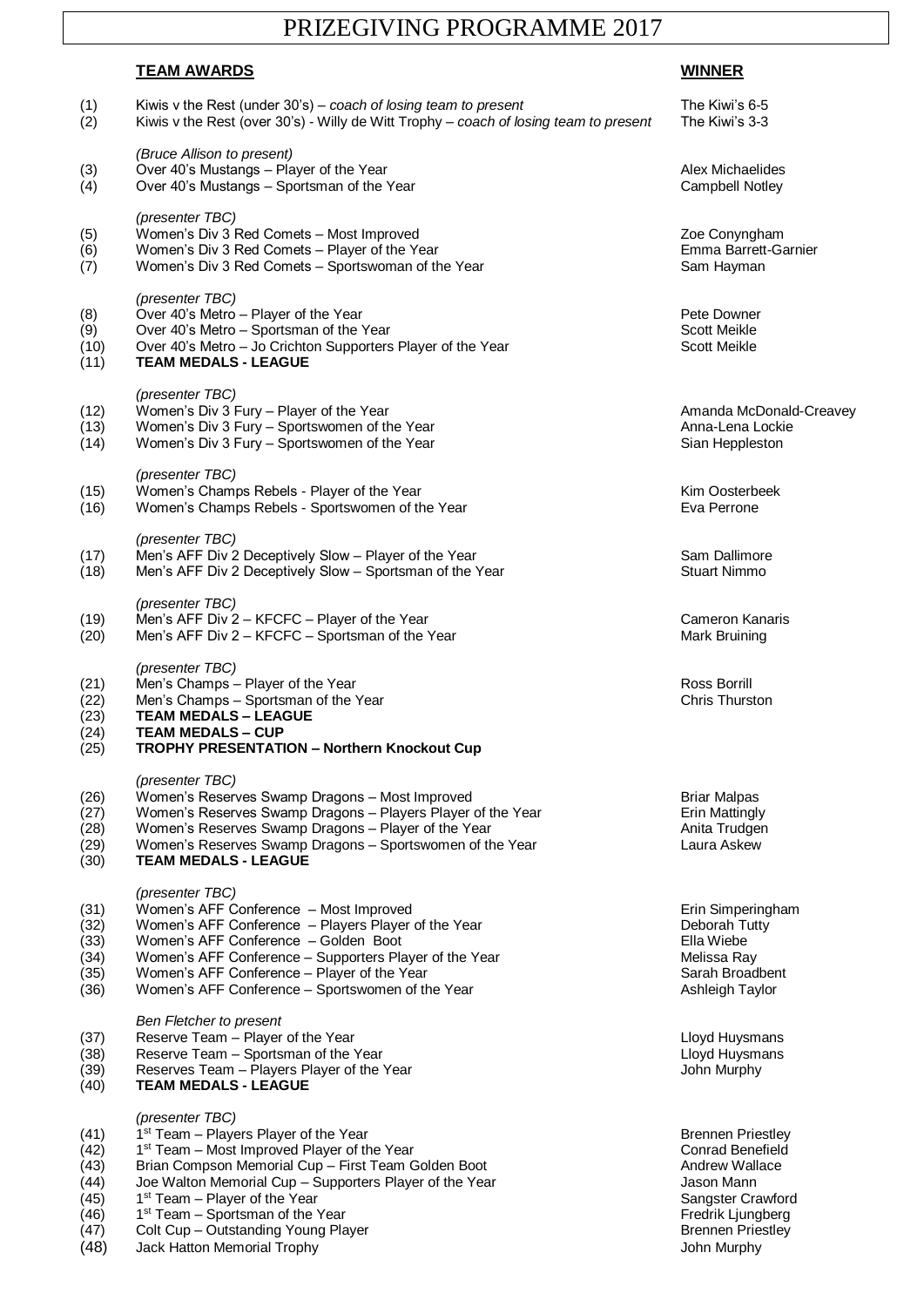# PRIZEGIVING PROGRAMME 2017

| | **TEAM AWARDS** | **WINNER** |
|---|---|---|
| (1) | Kiwis v the Rest (under 30's) – *coach of losing team to present* | The Kiwi's 6-5 |
| (2) | Kiwis v the Rest (over 30's) - Willy de Witt Trophy – *coach of losing team to present* | The Kiwi's 3-3 |
| | *(Bruce Allison to present)* | |
| (3) | Over 40's Mustangs – Player of the Year | Alex Michaelides |
| (4) | Over 40's Mustangs – Sportsman of the Year | Campbell Notley |
| | *(presenter TBC)* | |
| (5) | Women's Div 3 Red Comets – Most Improved | Zoe Conyngham |
| (6) | Women's Div 3 Red Comets – Player of the Year | Emma Barrett-Garnier |
| (7) | Women's Div 3 Red Comets – Sportswoman of the Year | Sam Hayman |
| | *(presenter TBC)* | |
| (8) | Over 40's Metro – Player of the Year | Pete Downer |
| (9) | Over 40's Metro – Sportsman of the Year | Scott Meikle |
| (10) | Over 40's Metro – Jo Crichton Supporters Player of the Year | Scott Meikle |
| (11) | **TEAM MEDALS - LEAGUE** | |
| | *(presenter TBC)* | |
| (12) | Women's Div 3 Fury – Player of the Year | Amanda McDonald-Creavey |
| (13) | Women's Div 3 Fury – Sportswomen of the Year | Anna-Lena Lockie |
| (14) | Women's Div 3 Fury – Sportswomen of the Year | Sian Heppleston |
| | *(presenter TBC)* | |
| (15) | Women's Champs Rebels - Player of the Year | Kim Oosterbeek |
| (16) | Women's Champs Rebels - Sportswomen of the Year | Eva Perrone |
| | *(presenter TBC)* | |
| (17) | Men's AFF Div 2 Deceptively Slow – Player of the Year | Sam Dallimore |
| (18) | Men's AFF Div 2 Deceptively Slow – Sportsman of the Year | Stuart Nimmo |
| | *(presenter TBC)* | |
| (19) | Men's AFF Div 2 – KFCFC – Player of the Year | Cameron Kanaris |
| (20) | Men's AFF Div 2 – KFCFC – Sportsman of the Year | Mark Bruining |
| | *(presenter TBC)* | |
| (21) | Men's Champs – Player of the Year | Ross Borrill |
| (22) | Men's Champs – Sportsman of the Year | Chris Thurston |
| (23) | **TEAM MEDALS – LEAGUE** | |
| (24) | **TEAM MEDALS – CUP** | |
| (25) | **TROPHY PRESENTATION – Northern Knockout Cup** | |
| | *(presenter TBC)* | |
| (26) | Women's Reserves Swamp Dragons – Most Improved | Briar Malpas |
| (27) | Women's Reserves Swamp Dragons – Players Player of the Year | Erin Mattingly |
| (28) | Women's Reserves Swamp Dragons – Player of the Year | Anita Trudgen |
| (29) | Women's Reserves Swamp Dragons – Sportswomen of the Year | Laura Askew |
| (30) | **TEAM MEDALS - LEAGUE** | |
| | *(presenter TBC)* | |
| (31) | Women's AFF Conference – Most Improved | Erin Simperingham |
| (32) | Women's AFF Conference – Players Player of the Year | Deborah Tutty |
| (33) | Women's AFF Conference – Golden Boot | Ella Wiebe |
| (34) | Women's AFF Conference – Supporters Player of the Year | Melissa Ray |
| (35) | Women's AFF Conference – Player of the Year | Sarah Broadbent |
| (36) | Women's AFF Conference – Sportswomen of the Year | Ashleigh Taylor |
| | *Ben Fletcher to present* | |
| (37) | Reserve Team – Player of the Year | Lloyd Huysmans |
| (38) | Reserve Team – Sportsman of the Year | Lloyd Huysmans |
| (39) | Reserves Team – Players Player of the Year | John Murphy |
| (40) | **TEAM MEDALS - LEAGUE** | |
| | *(presenter TBC)* | |
| (41) | 1st Team – Players Player of the Year | Brennen Priestley |
| (42) | 1st Team – Most Improved Player of the Year | Conrad Benefield |
| (43) | Brian Compson Memorial Cup – First Team Golden Boot | Andrew Wallace |
| (44) | Joe Walton Memorial Cup – Supporters Player of the Year | Jason Mann |
| (45) | 1st Team – Player of the Year | Sangster Crawford |
| (46) | 1st Team – Sportsman of the Year | Fredrik Ljungberg |
| (47) | Colt Cup – Outstanding Young Player | Brennen Priestley |
| (48) | Jack Hatton Memorial Trophy | John Murphy |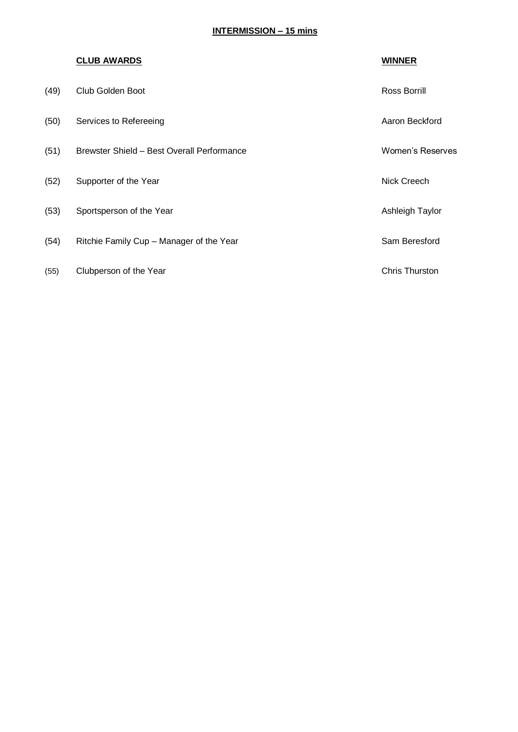**INTERMISSION – 15 mins**

| | CLUB AWARDS | WINNER |
|---|---|---|
| (49) | Club Golden Boot | Ross Borrill |
| (50) | Services to Refereeing | Aaron Beckford |
| (51) | Brewster Shield – Best Overall Performance | Women's Reserves |
| (52) | Supporter of the Year | Nick Creech |
| (53) | Sportsperson of the Year | Ashleigh Taylor |
| (54) | Ritchie Family Cup – Manager of the Year | Sam Beresford |
| (55) | Clubperson of the Year | Chris Thurston |